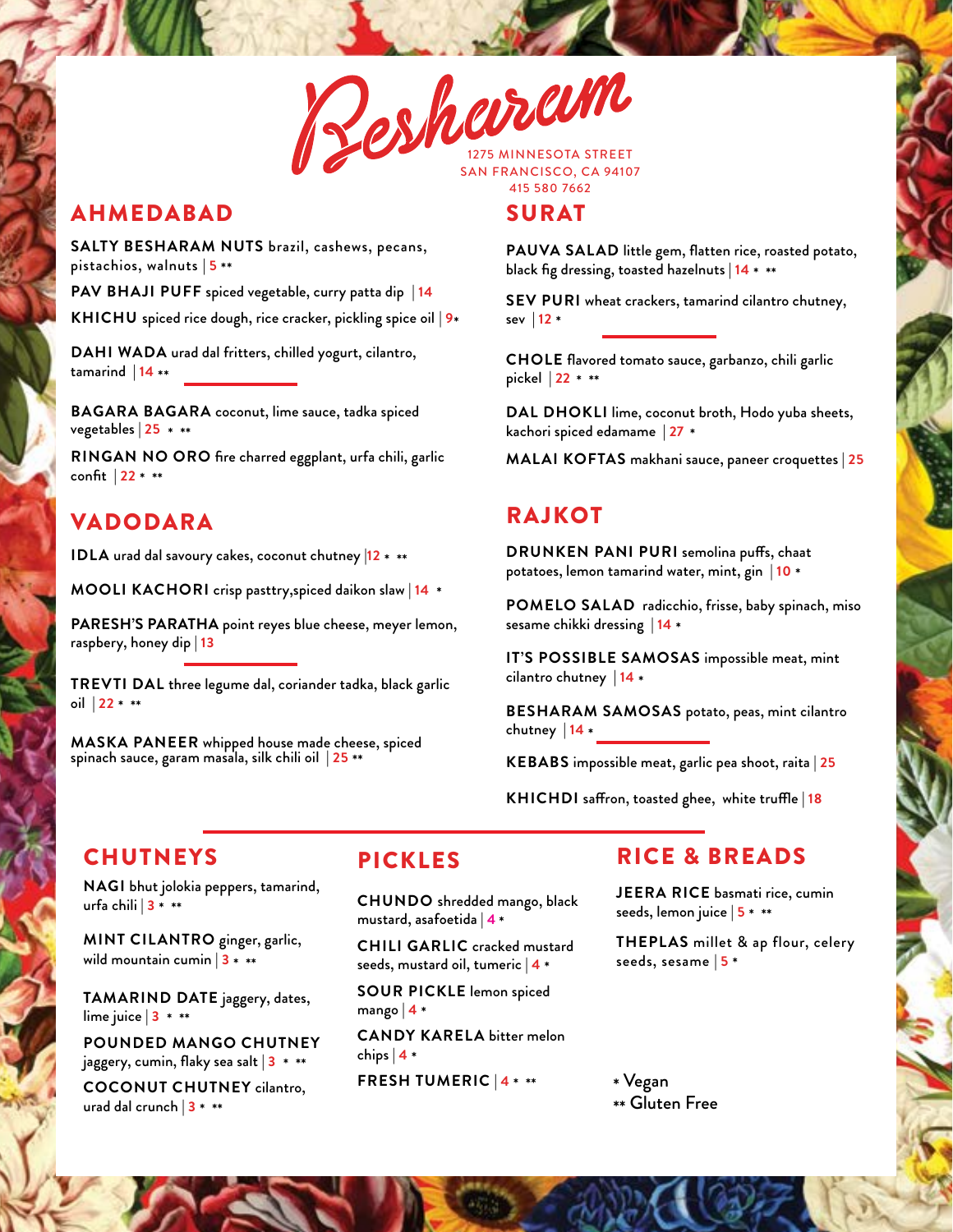# Besharam

1275 MINNESOTA STREET
SAN FRANCISCO, CA 94107
415 580 7662

## AHMEDABAD

**SALTY BESHARAM NUTS** brazil, cashews, pecans, pistachios, walnuts | 5 **

**PAV BHAJI PUFF** spiced vegetable, curry patta dip | 14

**KHICHU** spiced rice dough, rice cracker, pickling spice oil | 9*

**DAHI WADA** urad dal fritters, chilled yogurt, cilantro, tamarind | 14 **

**BAGARA BAGARA** coconut, lime sauce, tadka spiced vegetables | 25 * **

**RINGAN NO ORO** fire charred eggplant, urfa chili, garlic confit | 22 * **

## VADODARA

**IDLA** urad dal savoury cakes, coconut chutney |12 * **

**MOOLI KACHORI** crisp pasttry,spiced daikon slaw | 14 *

**PARESH'S PARATHA** point reyes blue cheese, meyer lemon, raspbery, honey dip | 13

**TREVTI DAL** three legume dal, coriander tadka, black garlic oil | 22 * **

**MASKA PANEER** whipped house made cheese, spiced spinach sauce, garam masala, silk chili oil | 25 **

## SURAT

**PAUVA SALAD** little gem, flatten rice, roasted potato, black fig dressing, toasted hazelnuts | 14 * **

**SEV PURI** wheat crackers, tamarind cilantro chutney, sev | 12 *

**CHOLE** flavored tomato sauce, garbanzo, chili garlic pickel | 22 * **

**DAL DHOKLI** lime, coconut broth, Hodo yuba sheets, kachori spiced edamame | 27 *

**MALAI KOFTAS** makhani sauce, paneer croquettes | 25

## RAJKOT

**DRUNKEN PANI PURI** semolina puffs, chaat potatoes, lemon tamarind water, mint, gin | 10 *

**POMELO SALAD** radicchio, frisse, baby spinach, miso sesame chikki dressing | 14 *

**IT'S POSSIBLE SAMOSAS** impossible meat, mint cilantro chutney | 14 *

**BESHARAM SAMOSAS** potato, peas, mint cilantro chutney | 14 *

**KEBABS** impossible meat, garlic pea shoot, raita | 25

**KHICHDI** saffron, toasted ghee, white truffle | 18

## CHUTNEYS

**NAGI** bhut jolokia peppers, tamarind, urfa chili | 3 * **

**MINT CILANTRO** ginger, garlic, wild mountain cumin | 3 * **

**TAMARIND DATE** jaggery, dates, lime juice | 3 * **

**POUNDED MANGO CHUTNEY** jaggery, cumin, flaky sea salt | 3 * **

**COCONUT CHUTNEY** cilantro, urad dal crunch | 3 * **

## PICKLES

**CHUNDO** shredded mango, black mustard, asafoetida | 4 *

**CHILI GARLIC** cracked mustard seeds, mustard oil, tumeric | 4 *

**SOUR PICKLE** lemon spiced mango | 4 *

**CANDY KARELA** bitter melon chips | 4 *

**FRESH TUMERIC** | 4 * **

## RICE & BREADS

**JEERA RICE** basmati rice, cumin seeds, lemon juice | 5 * **

**THEPLAS** millet & ap flour, celery seeds, sesame | 5 *

\* Vegan
** Gluten Free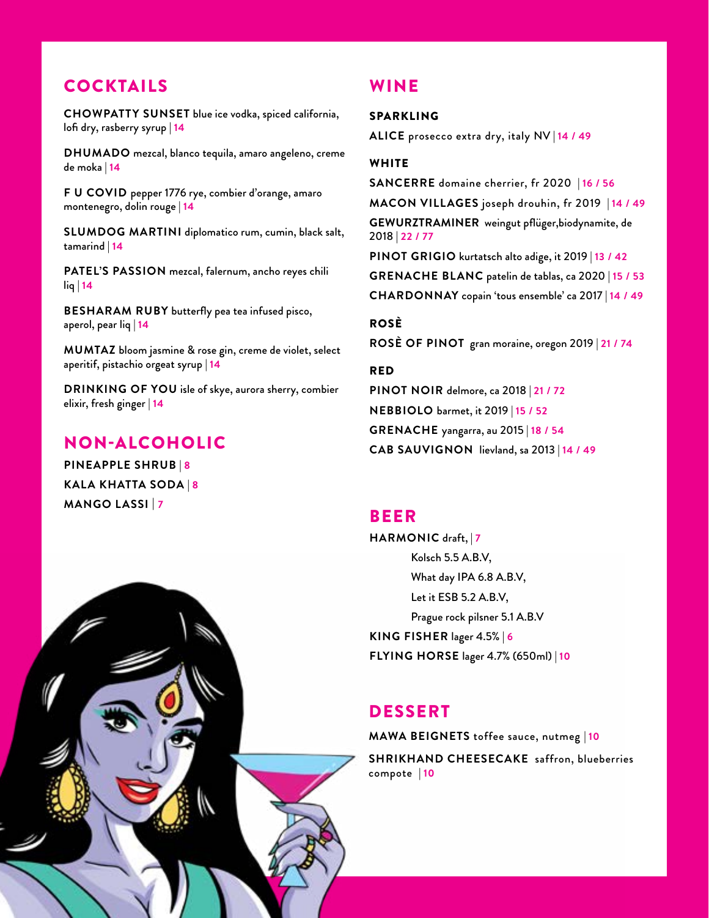## COCKTAILS

**CHOWPATTY SUNSET** blue ice vodka, spiced california, lofi dry, rasberry syrup | 14

**DHUMADO** mezcal, blanco tequila, amaro angeleno, creme de moka | 14

**F U COVID** pepper 1776 rye, combier d'orange, amaro montenegro, dolin rouge | 14

**SLUMDOG MARTINI** diplomatico rum, cumin, black salt, tamarind | 14

**PATEL'S PASSION** mezcal, falernum, ancho reyes chili liq | 14

**BESHARAM RUBY** butterfly pea tea infused pisco, aperol, pear liq | 14

**MUMTAZ** bloom jasmine & rose gin, creme de violet, select aperitif, pistachio orgeat syrup | 14

**DRINKING OF YOU** isle of skye, aurora sherry, combier elixir, fresh ginger | 14

## NON-ALCOHOLIC

**PINEAPPLE SHRUB** | 8

**KALA KHATTA SODA** | 8

**MANGO LASSI** | 7

## WINE

### SPARKLING

**ALICE** prosecco extra dry, italy NV | 14 / 49

### WHITE

**SANCERRE** domaine cherrier, fr 2020 | 16 / 56

**MACON VILLAGES** joseph drouhin, fr 2019 | 14 / 49

**GEWURZTRAMINER** weingut pflüger,biodynamite, de 2018 | 22 / 77

**PINOT GRIGIO** kurtatsch alto adige, it 2019 | 13 / 42

**GRENACHE BLANC** patelin de tablas, ca 2020 | 15 / 53

**CHARDONNAY** copain 'tous ensemble' ca 2017 | 14 / 49

### ROSÈ

**ROSÈ OF PINOT** gran moraine, oregon 2019 | 21 / 74

### RED

**PINOT NOIR** delmore, ca 2018 | 21 / 72

**NEBBIOLO** barmet, it 2019 | 15 / 52

**GRENACHE** yangarra, au 2015 | 18 / 54

**CAB SAUVIGNON** lievland, sa 2013 | 14 / 49

## BEER

**HARMONIC** draft, | 7

- Kolsch 5.5 A.B.V,
- What day IPA 6.8 A.B.V,
- Let it ESB 5.2 A.B.V,
- Prague rock pilsner 5.1 A.B.V

**KING FISHER** lager 4.5% | 6

**FLYING HORSE** lager 4.7% (650ml) | 10

## DESSERT

**MAWA BEIGNETS** toffee sauce, nutmeg | 10

**SHRIKHAND CHEESECAKE** saffron, blueberries compote | 10